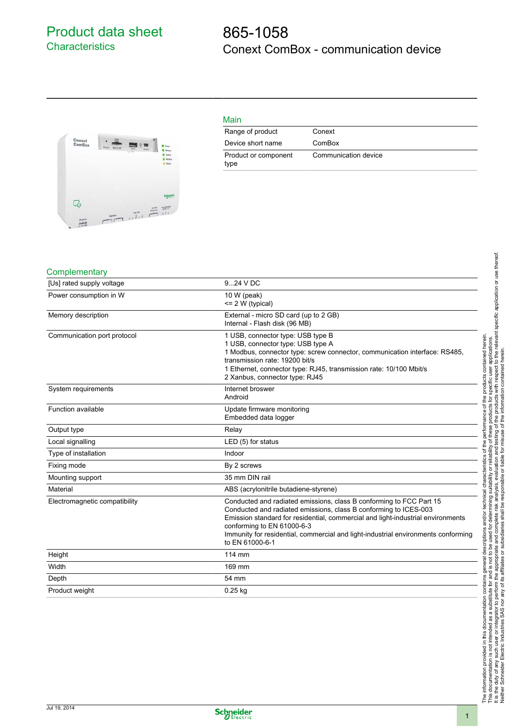# Product data sheet

## Characteristics

# 865-1058

## Conext ComBox - communication device

### Main

| | |
|---|---|
| Range of product | Conext |
| Device short name | ComBox |
| Product or component type | Communication device |

### Complementary

| | |
|---|---|
| [Us] rated supply voltage | 9...24 V DC |
| Power consumption in W | 10 W (peak)<br><= 2 W (typical) |
| Memory description | External - micro SD card (up to 2 GB)<br>Internal - Flash disk (96 MB) |
| Communication port protocol | 1 USB, connector type: USB type B<br>1 USB, connector type: USB type A<br>1 Modbus, connector type: screw connector, communication interface: RS485, transmission rate: 19200 bit/s<br>1 Ethernet, connector type: RJ45, transmission rate: 10/100 Mbit/s<br>2 Xanbus, connector type: RJ45 |
| System requirements | Internet broswer<br>Android |
| Function available | Update firmware monitoring<br>Embedded data logger |
| Output type | Relay |
| Local signalling | LED (5) for status |
| Type of installation | Indoor |
| Fixing mode | By 2 screws |
| Mounting support | 35 mm DIN rail |
| Material | ABS (acrylonitrile butadiene-styrene) |
| Electromagnetic compatibility | Conducted and radiated emissions, class B conforming to FCC Part 15<br>Conducted and radiated emissions, class B conforming to ICES-003<br>Emission standard for residential, commercial and light-industrial environments conforming to EN 61000-6-3<br>Immunity for residential, commercial and light-industrial environments conforming to EN 61000-6-1 |
| Height | 114 mm |
| Width | 169 mm |
| Depth | 54 mm |
| Product weight | 0.25 kg |

The information provided in this documentation contains general descriptions and/or technical characteristics of the performance of the products contained herein. This documentation is not intended as a substitute for and is not to be used for determining suitability or reliability of these products for specific user applications. It is the duty of any such user or integrator to perform the appropriate and complete risk analysis, evaluation and testing of the products with respect to the relevant specific application or use thereof. Neither Schneider Electric Industries SAS nor any of its affiliates or subsidiaries shall be responsible or liable for misuse of the information contained herein.

Jul 19, 2014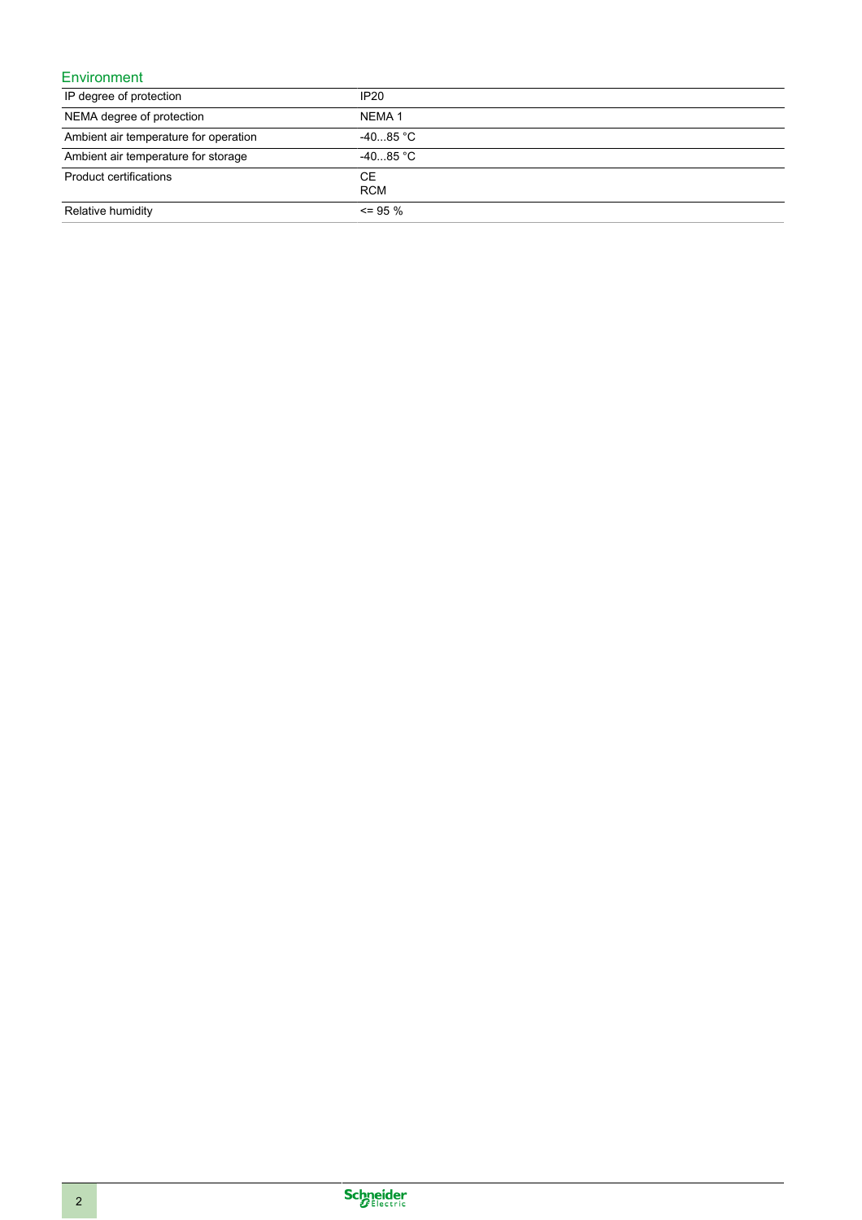## Environment

| | |
|---|---|
| IP degree of protection | IP20 |
| NEMA degree of protection | NEMA 1 |
| Ambient air temperature for operation | -40...85 °C |
| Ambient air temperature for storage | -40...85 °C |
| Product certifications | CE<br>RCM |
| Relative humidity | <= 95 % |